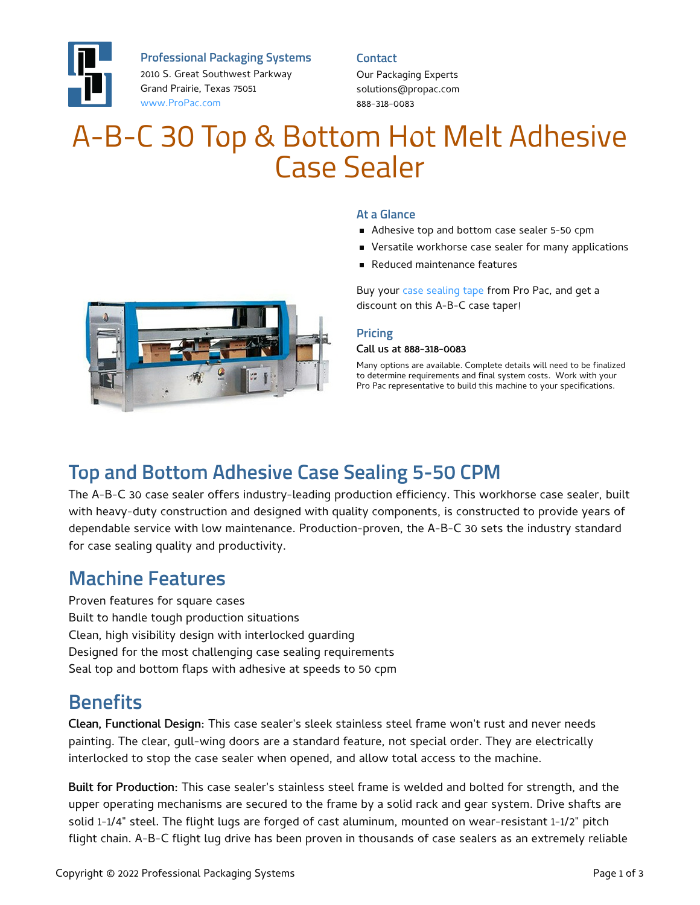**Professional Packaging Systems**
2010 S. Great Southwest Parkway
Grand Prairie, Texas 75051
www.ProPac.com

**Contact**
Our Packaging Experts
solutions@propac.com
888-318-0083

# A-B-C 30 Top & Bottom Hot Melt Adhesive Case Sealer

### At a Glance

- Adhesive top and bottom case sealer 5-50 cpm
- Versatile workhorse case sealer for many applications
- Reduced maintenance features

Buy your case sealing tape from Pro Pac, and get a discount on this A-B-C case taper!

### Pricing

**Call us at 888-318-0083**

Many options are available. Complete details will need to be finalized to determine requirements and final system costs. Work with your Pro Pac representative to build this machine to your specifications.

## Top and Bottom Adhesive Case Sealing 5-50 CPM

The A-B-C 30 case sealer offers industry-leading production efficiency. This workhorse case sealer, built with heavy-duty construction and designed with quality components, is constructed to provide years of dependable service with low maintenance. Production-proven, the A-B-C 30 sets the industry standard for case sealing quality and productivity.

## Machine Features

Proven features for square cases
Built to handle tough production situations
Clean, high visibility design with interlocked guarding
Designed for the most challenging case sealing requirements
Seal top and bottom flaps with adhesive at speeds to 50 cpm

## Benefits

**Clean, Functional Design:** This case sealer's sleek stainless steel frame won't rust and never needs painting. The clear, gull-wing doors are a standard feature, not special order. They are electrically interlocked to stop the case sealer when opened, and allow total access to the machine.

**Built for Production:** This case sealer's stainless steel frame is welded and bolted for strength, and the upper operating mechanisms are secured to the frame by a solid rack and gear system. Drive shafts are solid 1-1/4" steel. The flight lugs are forged of cast aluminum, mounted on wear-resistant 1-1/2" pitch flight chain. A-B-C flight lug drive has been proven in thousands of case sealers as an extremely reliable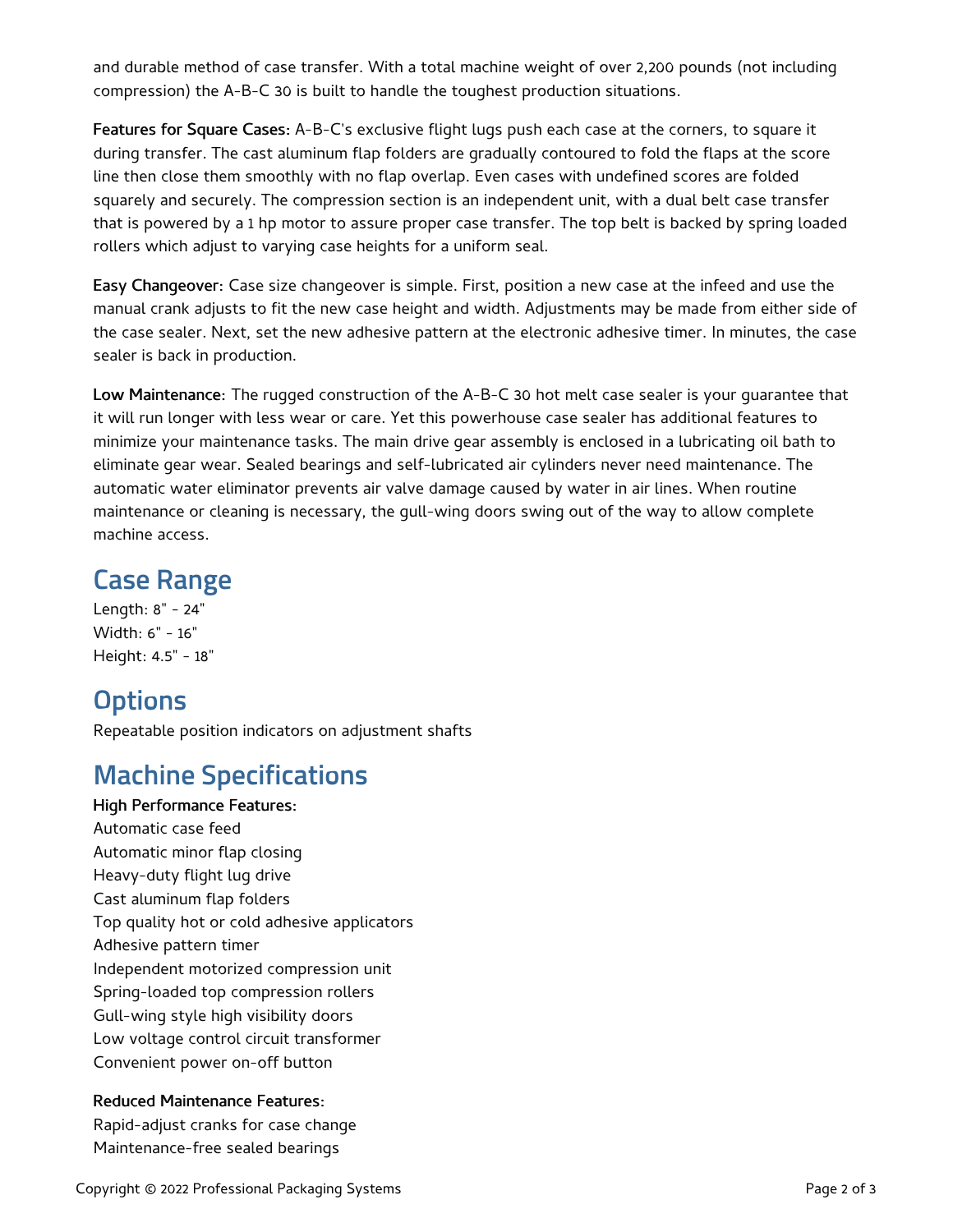and durable method of case transfer. With a total machine weight of over 2,200 pounds (not including compression) the A-B-C 30 is built to handle the toughest production situations.

**Features for Square Cases:** A-B-C's exclusive flight lugs push each case at the corners, to square it during transfer. The cast aluminum flap folders are gradually contoured to fold the flaps at the score line then close them smoothly with no flap overlap. Even cases with undefined scores are folded squarely and securely. The compression section is an independent unit, with a dual belt case transfer that is powered by a 1 hp motor to assure proper case transfer. The top belt is backed by spring loaded rollers which adjust to varying case heights for a uniform seal.

**Easy Changeover:** Case size changeover is simple. First, position a new case at the infeed and use the manual crank adjusts to fit the new case height and width. Adjustments may be made from either side of the case sealer. Next, set the new adhesive pattern at the electronic adhesive timer. In minutes, the case sealer is back in production.

**Low Maintenance:** The rugged construction of the A-B-C 30 hot melt case sealer is your guarantee that it will run longer with less wear or care. Yet this powerhouse case sealer has additional features to minimize your maintenance tasks. The main drive gear assembly is enclosed in a lubricating oil bath to eliminate gear wear. Sealed bearings and self-lubricated air cylinders never need maintenance. The automatic water eliminator prevents air valve damage caused by water in air lines. When routine maintenance or cleaning is necessary, the gull-wing doors swing out of the way to allow complete machine access.

## Case Range

Length: 8" - 24"
Width: 6" - 16"
Height: 4.5" - 18"

## Options

Repeatable position indicators on adjustment shafts

## Machine Specifications

**High Performance Features:**

Automatic case feed
Automatic minor flap closing
Heavy-duty flight lug drive
Cast aluminum flap folders
Top quality hot or cold adhesive applicators
Adhesive pattern timer
Independent motorized compression unit
Spring-loaded top compression rollers
Gull-wing style high visibility doors
Low voltage control circuit transformer
Convenient power on-off button

**Reduced Maintenance Features:**

Rapid-adjust cranks for case change
Maintenance-free sealed bearings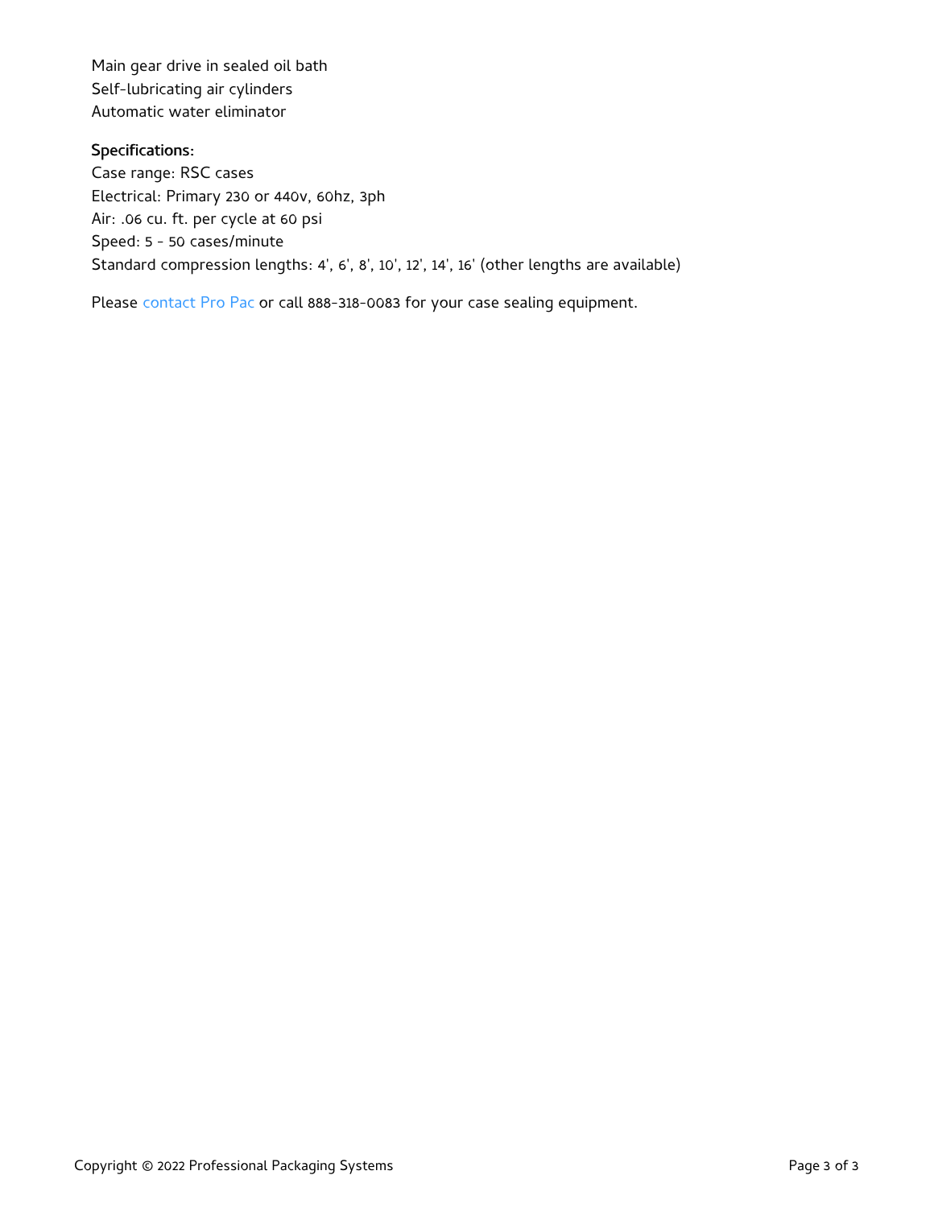Main gear drive in sealed oil bath
Self-lubricating air cylinders
Automatic water eliminator

**Specifications:**
Case range: RSC cases
Electrical: Primary 230 or 440v, 60hz, 3ph
Air: .06 cu. ft. per cycle at 60 psi
Speed: 5 - 50 cases/minute
Standard compression lengths: 4', 6', 8', 10', 12', 14', 16' (other lengths are available)

Please contact Pro Pac or call 888-318-0083 for your case sealing equipment.

Copyright © 2022 Professional Packaging Systems